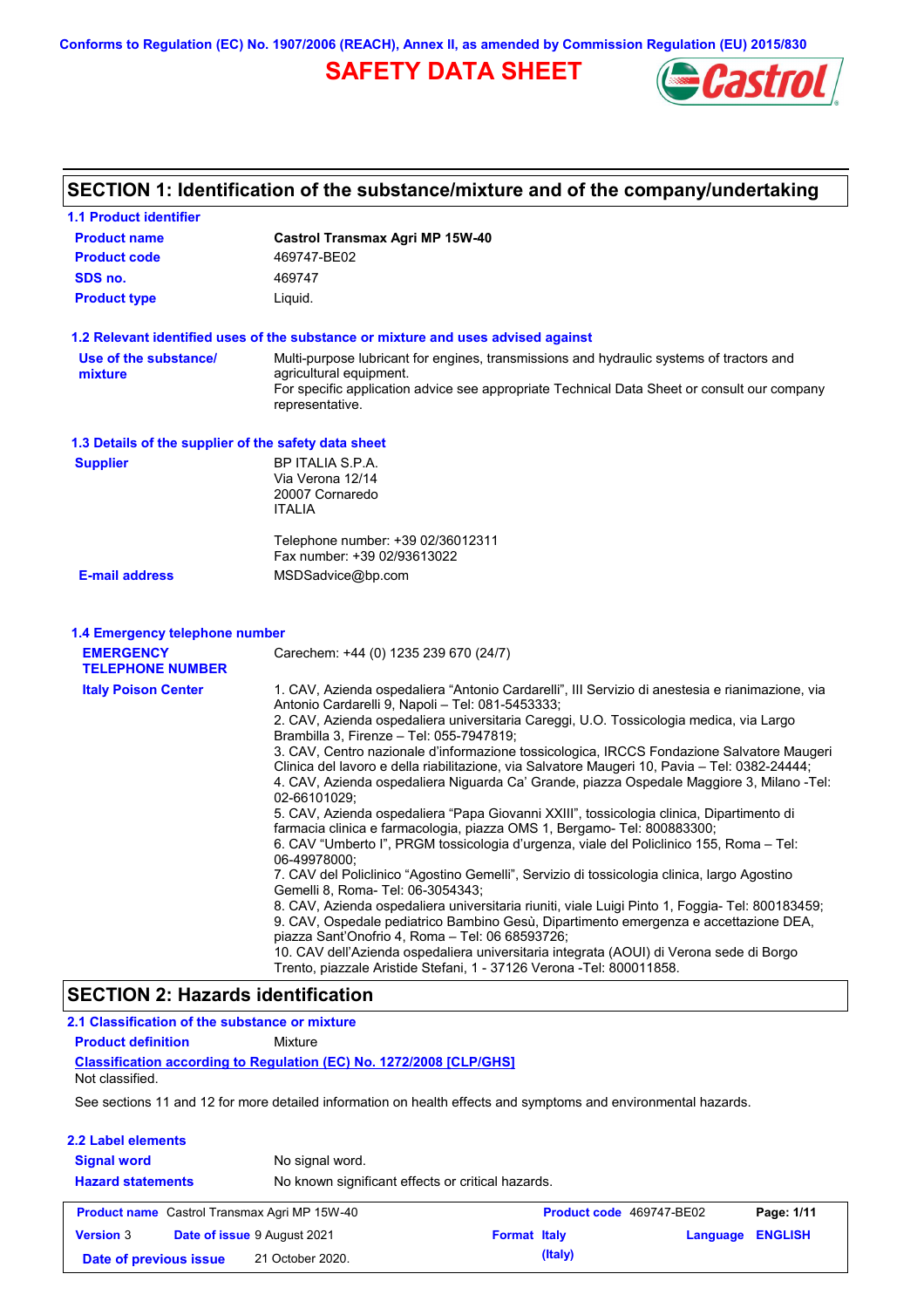Conforms to Regulation (EC) No. 1907/2006 (REACH), Annex II, as amended by Commission Regulation (EU) 2015/830

# SAFETY DATA SHEET

## SECTION 1: Identification of the substance/mixture and of the company/undertaking

### 1.1 Product identifier

| | |
|---|---|
| **Product name** | **Castrol Transmax Agri MP 15W-40** |
| **Product code** | 469747-BE02 |
| **SDS no.** | 469747 |
| **Product type** | Liquid. |

### 1.2 Relevant identified uses of the substance or mixture and uses advised against

**Use of the substance/ mixture**

Multi-purpose lubricant for engines, transmissions and hydraulic systems of tractors and agricultural equipment.
For specific application advice see appropriate Technical Data Sheet or consult our company representative.

### 1.3 Details of the supplier of the safety data sheet

**Supplier**

BP ITALIA S.P.A.
Via Verona 12/14
20007 Cornaredo
ITALIA

Telephone number: +39 02/36012311
Fax number: +39 02/93613022

**E-mail address** MSDSadvice@bp.com

### 1.4 Emergency telephone number

**EMERGENCY TELEPHONE NUMBER** Carechem: +44 (0) 1235 239 670 (24/7)

**Italy Poison Center**

1. CAV, Azienda ospedaliera “Antonio Cardarelli”, III Servizio di anestesia e rianimazione, via Antonio Cardarelli 9, Napoli – Tel: 081-5453333;
2. CAV, Azienda ospedaliera universitaria Careggi, U.O. Tossicologia medica, via Largo Brambilla 3, Firenze – Tel: 055-7947819;
3. CAV, Centro nazionale d’informazione tossicologica, IRCCS Fondazione Salvatore Maugeri Clinica del lavoro e della riabilitazione, via Salvatore Maugeri 10, Pavia – Tel: 0382-24444;
4. CAV, Azienda ospedaliera Niguarda Ca’ Grande, piazza Ospedale Maggiore 3, Milano -Tel: 02-66101029;
5. CAV, Azienda ospedaliera “Papa Giovanni XXIII”, tossicologia clinica, Dipartimento di farmacia clinica e farmacologia, piazza OMS 1, Bergamo- Tel: 800883300;
6. CAV “Umberto I”, PRGM tossicologia d’urgenza, viale del Policlinico 155, Roma – Tel: 06-49978000;
7. CAV del Policlinico “Agostino Gemelli”, Servizio di tossicologia clinica, largo Agostino Gemelli 8, Roma- Tel: 06-3054343;
8. CAV, Azienda ospedaliera universitaria riuniti, viale Luigi Pinto 1, Foggia- Tel: 800183459;
9. CAV, Ospedale pediatrico Bambino Gesù, Dipartimento emergenza e accettazione DEA, piazza Sant’Onofrio 4, Roma – Tel: 06 68593726;
10. CAV dell’Azienda ospedaliera universitaria integrata (AOUI) di Verona sede di Borgo Trento, piazzale Aristide Stefani, 1 - 37126 Verona -Tel: 800011858.

## SECTION 2: Hazards identification

### 2.1 Classification of the substance or mixture

**Product definition** Mixture

**Classification according to Regulation (EC) No. 1272/2008 [CLP/GHS]**

Not classified.

See sections 11 and 12 for more detailed information on health effects and symptoms and environmental hazards.

### 2.2 Label elements

| | |
|---|---|
| **Signal word** | No signal word. |
| **Hazard statements** | No known significant effects or critical hazards. |

| | | | |
|---|---|---|---|
| **Product name** Castrol Transmax Agri MP 15W-40 | | **Product code** 469747-BE02 | |
| **Version** 3 | **Date of issue** 9 August 2021 | **Format** Italy (Italy) | **Language** ENGLISH |
| **Date of previous issue** | 21 October 2020. | | |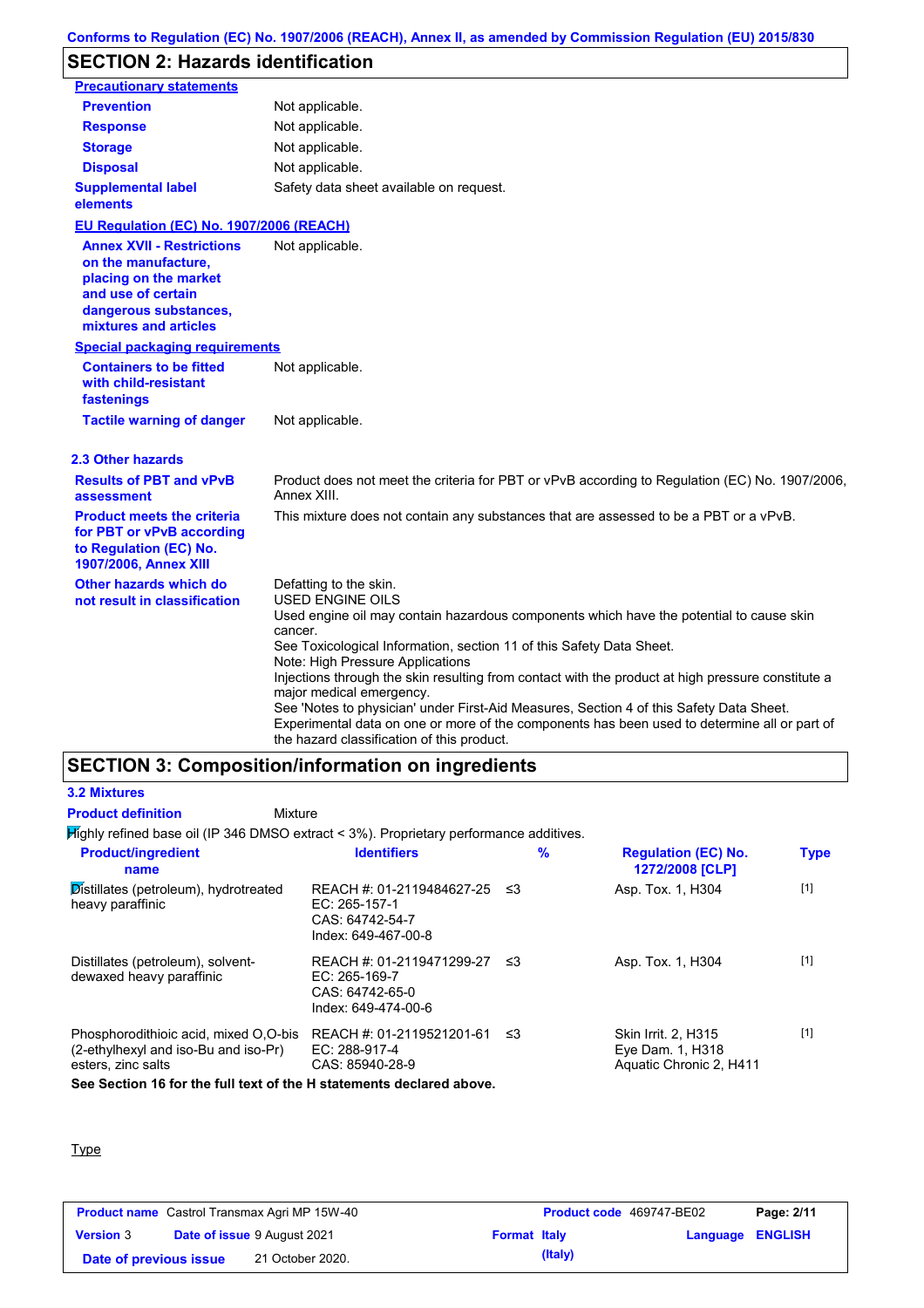## SECTION 2: Hazards identification

**Precautionary statements**

| | |
|---|---|
| **Prevention** | Not applicable. |
| **Response** | Not applicable. |
| **Storage** | Not applicable. |
| **Disposal** | Not applicable. |
| **Supplemental label elements** | Safety data sheet available on request. |

**EU Regulation (EC) No. 1907/2006 (REACH)**

| | |
|---|---|
| **Annex XVII - Restrictions on the manufacture, placing on the market and use of certain dangerous substances, mixtures and articles** | Not applicable. |

**Special packaging requirements**

| | |
|---|---|
| **Containers to be fitted with child-resistant fastenings** | Not applicable. |
| **Tactile warning of danger** | Not applicable. |

### 2.3 Other hazards

| | |
|---|---|
| **Results of PBT and vPvB assessment** | Product does not meet the criteria for PBT or vPvB according to Regulation (EC) No. 1907/2006, Annex XIII. |
| **Product meets the criteria for PBT or vPvB according to Regulation (EC) No. 1907/2006, Annex XIII** | This mixture does not contain any substances that are assessed to be a PBT or a vPvB. |
| **Other hazards which do not result in classification** | Defatting to the skin.<br>USED ENGINE OILS<br>Used engine oil may contain hazardous components which have the potential to cause skin cancer.<br>See Toxicological Information, section 11 of this Safety Data Sheet.<br>Note: High Pressure Applications<br>Injections through the skin resulting from contact with the product at high pressure constitute a major medical emergency.<br>See 'Notes to physician' under First-Aid Measures, Section 4 of this Safety Data Sheet.<br>Experimental data on one or more of the components has been used to determine all or part of the hazard classification of this product. |

## SECTION 3: Composition/information on ingredients

### 3.2 Mixtures

**Product definition** Mixture

Highly refined base oil (IP 346 DMSO extract < 3%). Proprietary performance additives.

| Product/ingredient name | Identifiers | % | Regulation (EC) No. 1272/2008 [CLP] | Type |
|---|---|---|---|---|
| Distillates (petroleum), hydrotreated heavy paraffinic | REACH #: 01-2119484627-25<br>EC: 265-157-1<br>CAS: 64742-54-7<br>Index: 649-467-00-8 | ≤3 | Asp. Tox. 1, H304 | [1] |
| Distillates (petroleum), solvent-dewaxed heavy paraffinic | REACH #: 01-2119471299-27<br>EC: 265-169-7<br>CAS: 64742-65-0<br>Index: 649-474-00-6 | ≤3 | Asp. Tox. 1, H304 | [1] |
| Phosphorodithioic acid, mixed O,O-bis (2-ethylhexyl and iso-Bu and iso-Pr) esters, zinc salts | REACH #: 01-2119521201-61<br>EC: 288-917-4<br>CAS: 85940-28-9 | ≤3 | Skin Irrit. 2, H315<br>Eye Dam. 1, H318<br>Aquatic Chronic 2, H411 | [1] |

**See Section 16 for the full text of the H statements declared above.**

Type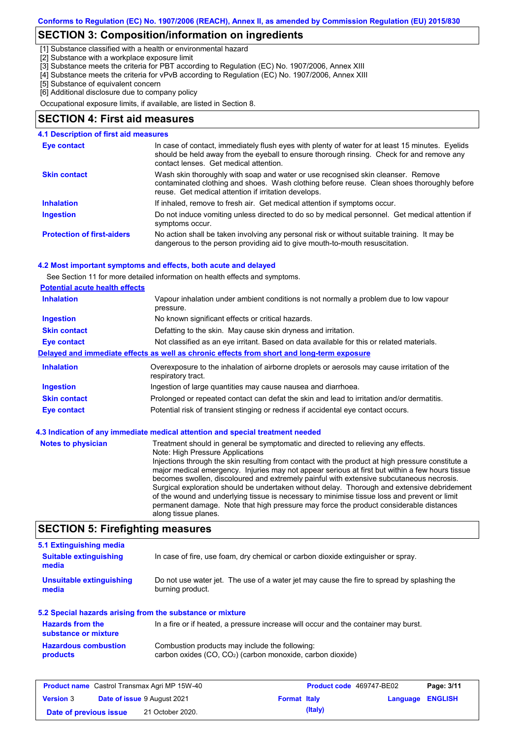## SECTION 3: Composition/information on ingredients

[1] Substance classified with a health or environmental hazard
[2] Substance with a workplace exposure limit
[3] Substance meets the criteria for PBT according to Regulation (EC) No. 1907/2006, Annex XIII
[4] Substance meets the criteria for vPvB according to Regulation (EC) No. 1907/2006, Annex XIII
[5] Substance of equivalent concern
[6] Additional disclosure due to company policy

Occupational exposure limits, if available, are listed in Section 8.

## SECTION 4: First aid measures

### 4.1 Description of first aid measures

**Eye contact**
In case of contact, immediately flush eyes with plenty of water for at least 15 minutes. Eyelids should be held away from the eyeball to ensure thorough rinsing. Check for and remove any contact lenses. Get medical attention.

**Skin contact**
Wash skin thoroughly with soap and water or use recognised skin cleanser. Remove contaminated clothing and shoes. Wash clothing before reuse. Clean shoes thoroughly before reuse. Get medical attention if irritation develops.

**Inhalation**
If inhaled, remove to fresh air. Get medical attention if symptoms occur.

**Ingestion**
Do not induce vomiting unless directed to do so by medical personnel. Get medical attention if symptoms occur.

**Protection of first-aiders**
No action shall be taken involving any personal risk or without suitable training. It may be dangerous to the person providing aid to give mouth-to-mouth resuscitation.

### 4.2 Most important symptoms and effects, both acute and delayed

See Section 11 for more detailed information on health effects and symptoms.

**Potential acute health effects**

**Inhalation**
Vapour inhalation under ambient conditions is not normally a problem due to low vapour pressure.

**Ingestion**
No known significant effects or critical hazards.

**Skin contact**
Defatting to the skin. May cause skin dryness and irritation.

**Eye contact**
Not classified as an eye irritant. Based on data available for this or related materials.

**Delayed and immediate effects as well as chronic effects from short and long-term exposure**

**Inhalation**
Overexposure to the inhalation of airborne droplets or aerosols may cause irritation of the respiratory tract.

**Ingestion**
Ingestion of large quantities may cause nausea and diarrhoea.

**Skin contact**
Prolonged or repeated contact can defat the skin and lead to irritation and/or dermatitis.

**Eye contact**
Potential risk of transient stinging or redness if accidental eye contact occurs.

### 4.3 Indication of any immediate medical attention and special treatment needed

**Notes to physician**
Treatment should in general be symptomatic and directed to relieving any effects.
Note: High Pressure Applications
Injections through the skin resulting from contact with the product at high pressure constitute a major medical emergency. Injuries may not appear serious at first but within a few hours tissue becomes swollen, discoloured and extremely painful with extensive subcutaneous necrosis.
Surgical exploration should be undertaken without delay. Thorough and extensive debridement of the wound and underlying tissue is necessary to minimise tissue loss and prevent or limit permanent damage. Note that high pressure may force the product considerable distances along tissue planes.

## SECTION 5: Firefighting measures

### 5.1 Extinguishing media

**Suitable extinguishing media**
In case of fire, use foam, dry chemical or carbon dioxide extinguisher or spray.

**Unsuitable extinguishing media**
Do not use water jet. The use of a water jet may cause the fire to spread by splashing the burning product.

### 5.2 Special hazards arising from the substance or mixture

**Hazards from the substance or mixture**
In a fire or if heated, a pressure increase will occur and the container may burst.

**Hazardous combustion products**
Combustion products may include the following:
carbon oxides (CO, $CO_2$) (carbon monoxide, carbon dioxide)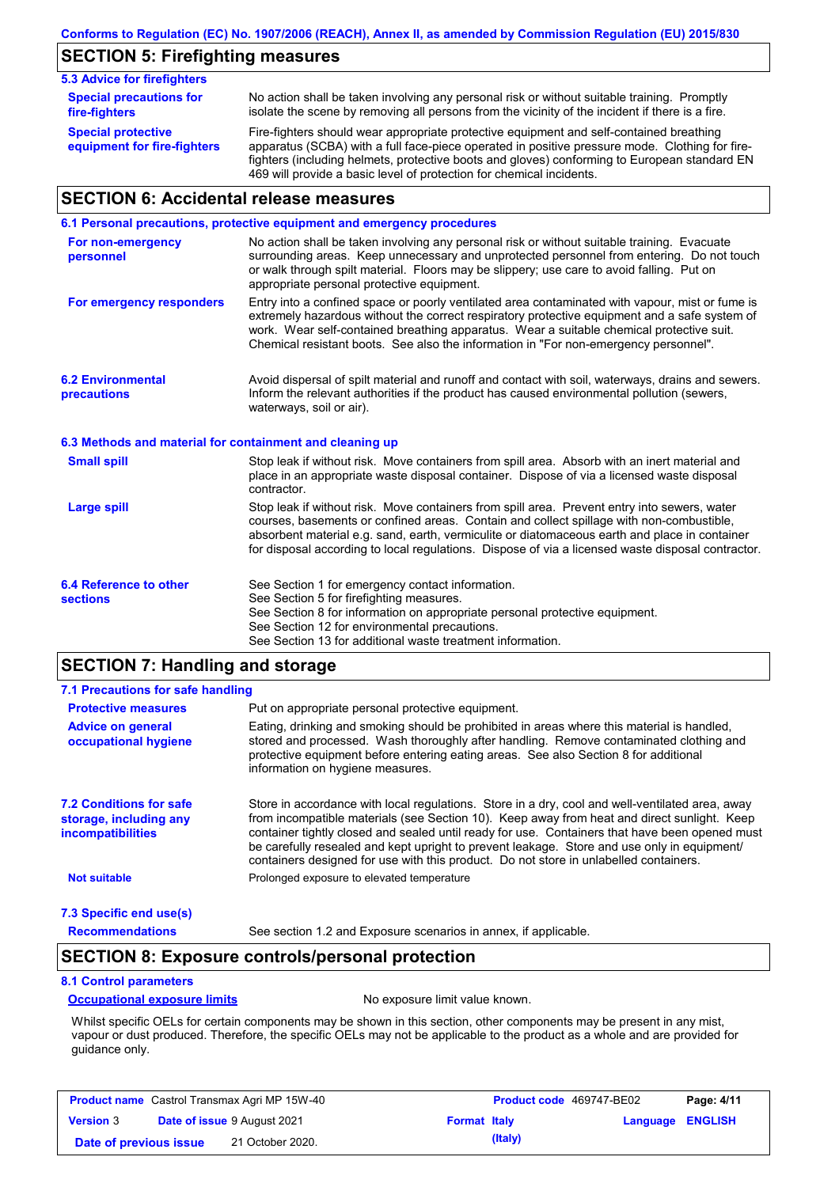## SECTION 5: Firefighting measures

### 5.3 Advice for firefighters

**Special precautions for fire-fighters**
No action shall be taken involving any personal risk or without suitable training. Promptly isolate the scene by removing all persons from the vicinity of the incident if there is a fire.

**Special protective equipment for fire-fighters**
Fire-fighters should wear appropriate protective equipment and self-contained breathing apparatus (SCBA) with a full face-piece operated in positive pressure mode. Clothing for fire-fighters (including helmets, protective boots and gloves) conforming to European standard EN 469 will provide a basic level of protection for chemical incidents.

## SECTION 6: Accidental release measures

### 6.1 Personal precautions, protective equipment and emergency procedures

**For non-emergency personnel**
No action shall be taken involving any personal risk or without suitable training. Evacuate surrounding areas. Keep unnecessary and unprotected personnel from entering. Do not touch or walk through spilt material. Floors may be slippery; use care to avoid falling. Put on appropriate personal protective equipment.

**For emergency responders**
Entry into a confined space or poorly ventilated area contaminated with vapour, mist or fume is extremely hazardous without the correct respiratory protective equipment and a safe system of work. Wear self-contained breathing apparatus. Wear a suitable chemical protective suit. Chemical resistant boots. See also the information in "For non-emergency personnel".

### 6.2 Environmental precautions

Avoid dispersal of spilt material and runoff and contact with soil, waterways, drains and sewers. Inform the relevant authorities if the product has caused environmental pollution (sewers, waterways, soil or air).

### 6.3 Methods and material for containment and cleaning up

**Small spill**
Stop leak if without risk. Move containers from spill area. Absorb with an inert material and place in an appropriate waste disposal container. Dispose of via a licensed waste disposal contractor.

**Large spill**
Stop leak if without risk. Move containers from spill area. Prevent entry into sewers, water courses, basements or confined areas. Contain and collect spillage with non-combustible, absorbent material e.g. sand, earth, vermiculite or diatomaceous earth and place in container for disposal according to local regulations. Dispose of via a licensed waste disposal contractor.

### 6.4 Reference to other sections

See Section 1 for emergency contact information.
See Section 5 for firefighting measures.
See Section 8 for information on appropriate personal protective equipment.
See Section 12 for environmental precautions.
See Section 13 for additional waste treatment information.

## SECTION 7: Handling and storage

### 7.1 Precautions for safe handling

**Protective measures**
Put on appropriate personal protective equipment.

**Advice on general occupational hygiene**
Eating, drinking and smoking should be prohibited in areas where this material is handled, stored and processed. Wash thoroughly after handling. Remove contaminated clothing and protective equipment before entering eating areas. See also Section 8 for additional information on hygiene measures.

### 7.2 Conditions for safe storage, including any incompatibilities

Store in accordance with local regulations. Store in a dry, cool and well-ventilated area, away from incompatible materials (see Section 10). Keep away from heat and direct sunlight. Keep container tightly closed and sealed until ready for use. Containers that have been opened must be carefully resealed and kept upright to prevent leakage. Store and use only in equipment/ containers designed for use with this product. Do not store in unlabelled containers.

**Not suitable**
Prolonged exposure to elevated temperature

### 7.3 Specific end use(s)

**Recommendations**
See section 1.2 and Exposure scenarios in annex, if applicable.

## SECTION 8: Exposure controls/personal protection

### 8.1 Control parameters

**Occupational exposure limits**
No exposure limit value known.

Whilst specific OELs for certain components may be shown in this section, other components may be present in any mist, vapour or dust produced. Therefore, the specific OELs may not be applicable to the product as a whole and are provided for guidance only.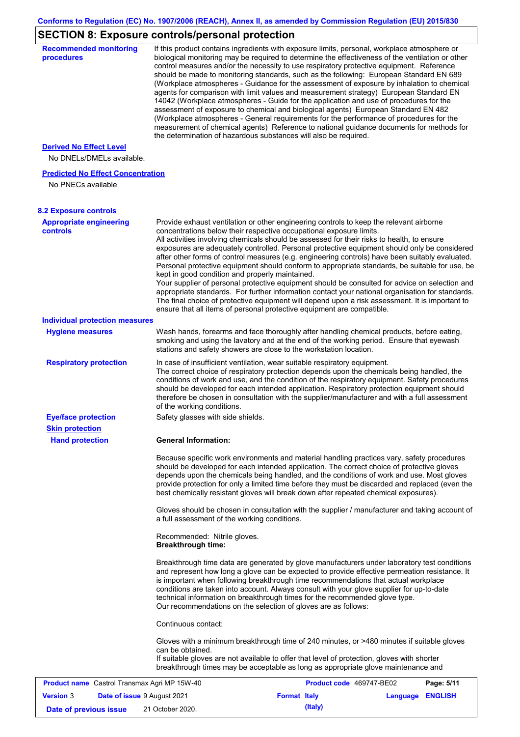## SECTION 8: Exposure controls/personal protection

**Recommended monitoring procedures**

If this product contains ingredients with exposure limits, personal, workplace atmosphere or biological monitoring may be required to determine the effectiveness of the ventilation or other control measures and/or the necessity to use respiratory protective equipment. Reference should be made to monitoring standards, such as the following: European Standard EN 689 (Workplace atmospheres - Guidance for the assessment of exposure by inhalation to chemical agents for comparison with limit values and measurement strategy) European Standard EN 14042 (Workplace atmospheres - Guide for the application and use of procedures for the assessment of exposure to chemical and biological agents) European Standard EN 482 (Workplace atmospheres - General requirements for the performance of procedures for the measurement of chemical agents) Reference to national guidance documents for methods for the determination of hazardous substances will also be required.

**Derived No Effect Level**

No DNELs/DMELs available.

**Predicted No Effect Concentration**

No PNECs available

### 8.2 Exposure controls

**Appropriate engineering controls**

Provide exhaust ventilation or other engineering controls to keep the relevant airborne concentrations below their respective occupational exposure limits.
All activities involving chemicals should be assessed for their risks to health, to ensure exposures are adequately controlled. Personal protective equipment should only be considered after other forms of control measures (e.g. engineering controls) have been suitably evaluated. Personal protective equipment should conform to appropriate standards, be suitable for use, be kept in good condition and properly maintained.
Your supplier of personal protective equipment should be consulted for advice on selection and appropriate standards. For further information contact your national organisation for standards. The final choice of protective equipment will depend upon a risk assessment. It is important to ensure that all items of personal protective equipment are compatible.

**Individual protection measures**

**Hygiene measures**

Wash hands, forearms and face thoroughly after handling chemical products, before eating, smoking and using the lavatory and at the end of the working period. Ensure that eyewash stations and safety showers are close to the workstation location.

**Respiratory protection**

In case of insufficient ventilation, wear suitable respiratory equipment.
The correct choice of respiratory protection depends upon the chemicals being handled, the conditions of work and use, and the condition of the respiratory equipment. Safety procedures should be developed for each intended application. Respiratory protection equipment should therefore be chosen in consultation with the supplier/manufacturer and with a full assessment of the working conditions.

**Eye/face protection**

Safety glasses with side shields.

**Skin protection**

**Hand protection**

**General Information:**

Because specific work environments and material handling practices vary, safety procedures should be developed for each intended application. The correct choice of protective gloves depends upon the chemicals being handled, and the conditions of work and use. Most gloves provide protection for only a limited time before they must be discarded and replaced (even the best chemically resistant gloves will break down after repeated chemical exposures).

Gloves should be chosen in consultation with the supplier / manufacturer and taking account of a full assessment of the working conditions.

Recommended: Nitrile gloves.
**Breakthrough time:**

Breakthrough time data are generated by glove manufacturers under laboratory test conditions and represent how long a glove can be expected to provide effective permeation resistance. It is important when following breakthrough time recommendations that actual workplace conditions are taken into account. Always consult with your glove supplier for up-to-date technical information on breakthrough times for the recommended glove type.
Our recommendations on the selection of gloves are as follows:

Continuous contact:

Gloves with a minimum breakthrough time of 240 minutes, or >480 minutes if suitable gloves can be obtained.
If suitable gloves are not available to offer that level of protection, gloves with shorter breakthrough times may be acceptable as long as appropriate glove maintenance and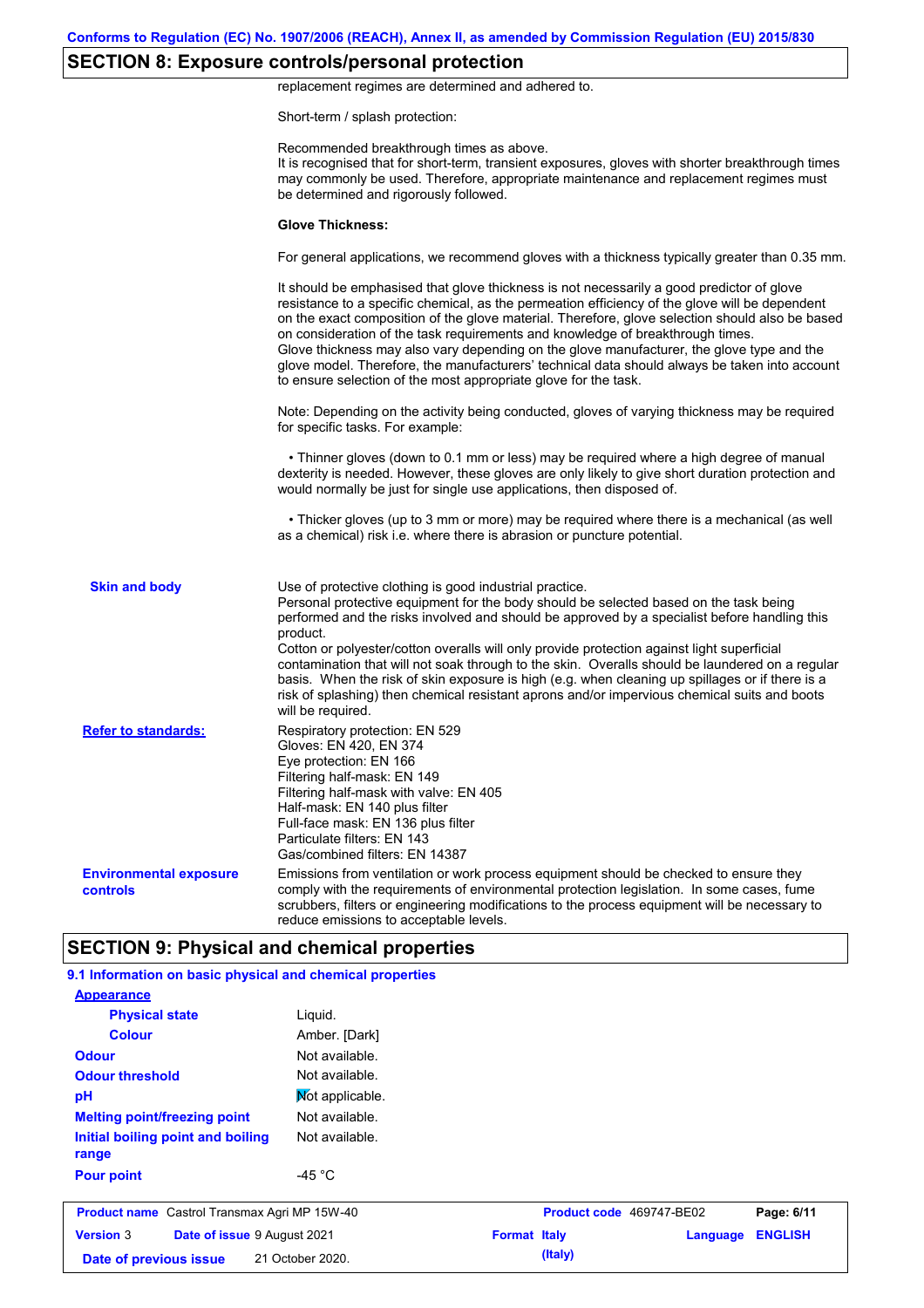## SECTION 8: Exposure controls/personal protection

replacement regimes are determined and adhered to.

Short-term / splash protection:

Recommended breakthrough times as above.
It is recognised that for short-term, transient exposures, gloves with shorter breakthrough times may commonly be used. Therefore, appropriate maintenance and replacement regimes must be determined and rigorously followed.

**Glove Thickness:**

For general applications, we recommend gloves with a thickness typically greater than 0.35 mm.

It should be emphasised that glove thickness is not necessarily a good predictor of glove resistance to a specific chemical, as the permeation efficiency of the glove will be dependent on the exact composition of the glove material. Therefore, glove selection should also be based on consideration of the task requirements and knowledge of breakthrough times.
Glove thickness may also vary depending on the glove manufacturer, the glove type and the glove model. Therefore, the manufacturers' technical data should always be taken into account to ensure selection of the most appropriate glove for the task.

Note: Depending on the activity being conducted, gloves of varying thickness may be required for specific tasks. For example:

- Thinner gloves (down to 0.1 mm or less) may be required where a high degree of manual dexterity is needed. However, these gloves are only likely to give short duration protection and would normally be just for single use applications, then disposed of.

- Thicker gloves (up to 3 mm or more) may be required where there is a mechanical (as well as a chemical) risk i.e. where there is abrasion or puncture potential.

**Skin and body**

Use of protective clothing is good industrial practice.
Personal protective equipment for the body should be selected based on the task being performed and the risks involved and should be approved by a specialist before handling this product.
Cotton or polyester/cotton overalls will only provide protection against light superficial contamination that will not soak through to the skin. Overalls should be laundered on a regular basis. When the risk of skin exposure is high (e.g. when cleaning up spillages or if there is a risk of splashing) then chemical resistant aprons and/or impervious chemical suits and boots will be required.

**Refer to standards:**

Respiratory protection: EN 529
Gloves: EN 420, EN 374
Eye protection: EN 166
Filtering half-mask: EN 149
Filtering half-mask with valve: EN 405
Half-mask: EN 140 plus filter
Full-face mask: EN 136 plus filter
Particulate filters: EN 143
Gas/combined filters: EN 14387

**Environmental exposure controls**

Emissions from ventilation or work process equipment should be checked to ensure they comply with the requirements of environmental protection legislation. In some cases, fume scrubbers, filters or engineering modifications to the process equipment will be necessary to reduce emissions to acceptable levels.

## SECTION 9: Physical and chemical properties

### 9.1 Information on basic physical and chemical properties

| Property | Value |
|---|---|
| **Appearance** | |
| **Physical state** | Liquid. |
| **Colour** | Amber. [Dark] |
| **Odour** | Not available. |
| **Odour threshold** | Not available. |
| **pH** | Not applicable. |
| **Melting point/freezing point** | Not available. |
| **Initial boiling point and boiling range** | Not available. |
| **Pour point** | -45 °C |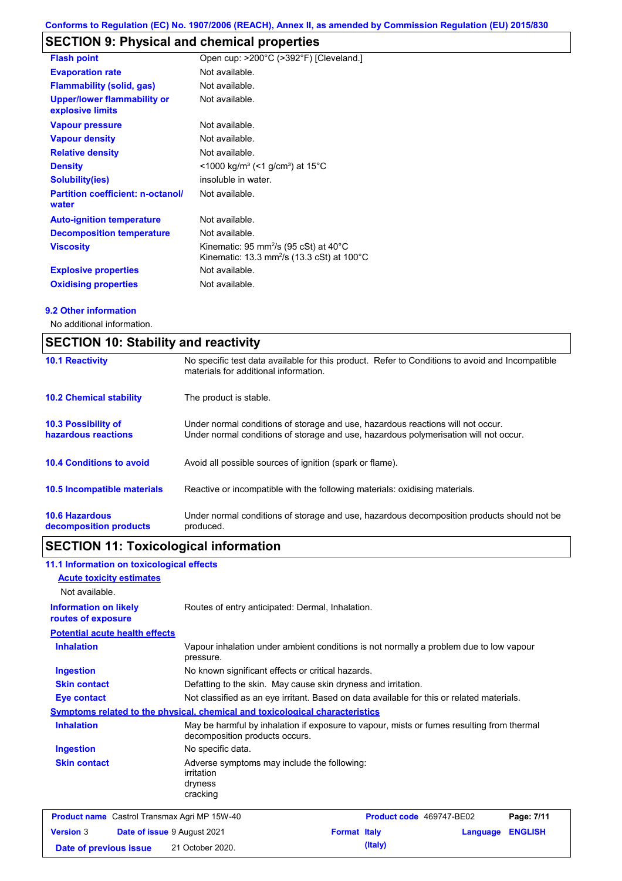Conforms to Regulation (EC) No. 1907/2006 (REACH), Annex II, as amended by Commission Regulation (EU) 2015/830

## SECTION 9: Physical and chemical properties

| | |
|---|---|
| **Flash point** | Open cup: >200°C (>392°F) [Cleveland.] |
| **Evaporation rate** | Not available. |
| **Flammability (solid, gas)** | Not available. |
| **Upper/lower flammability or explosive limits** | Not available. |
| **Vapour pressure** | Not available. |
| **Vapour density** | Not available. |
| **Relative density** | Not available. |
| **Density** | <1000 kg/m³ (<1 g/cm³) at 15°C |
| **Solubility(ies)** | insoluble in water. |
| **Partition coefficient: n-octanol/water** | Not available. |
| **Auto-ignition temperature** | Not available. |
| **Decomposition temperature** | Not available. |
| **Viscosity** | Kinematic: 95 mm²/s (95 cSt) at 40°C<br>Kinematic: 13.3 mm²/s (13.3 cSt) at 100°C |
| **Explosive properties** | Not available. |
| **Oxidising properties** | Not available. |

### 9.2 Other information

No additional information.

## SECTION 10: Stability and reactivity

| | |
|---|---|
| **10.1 Reactivity** | No specific test data available for this product. Refer to Conditions to avoid and Incompatible materials for additional information. |
| **10.2 Chemical stability** | The product is stable. |
| **10.3 Possibility of hazardous reactions** | Under normal conditions of storage and use, hazardous reactions will not occur.<br>Under normal conditions of storage and use, hazardous polymerisation will not occur. |
| **10.4 Conditions to avoid** | Avoid all possible sources of ignition (spark or flame). |
| **10.5 Incompatible materials** | Reactive or incompatible with the following materials: oxidising materials. |
| **10.6 Hazardous decomposition products** | Under normal conditions of storage and use, hazardous decomposition products should not be produced. |

## SECTION 11: Toxicological information

### 11.1 Information on toxicological effects

**Acute toxicity estimates**

Not available.

| | |
|---|---|
| **Information on likely routes of exposure** | Routes of entry anticipated: Dermal, Inhalation. |

**Potential acute health effects**

| | |
|---|---|
| **Inhalation** | Vapour inhalation under ambient conditions is not normally a problem due to low vapour pressure. |
| **Ingestion** | No known significant effects or critical hazards. |
| **Skin contact** | Defatting to the skin. May cause skin dryness and irritation. |
| **Eye contact** | Not classified as an eye irritant. Based on data available for this or related materials. |

**Symptoms related to the physical, chemical and toxicological characteristics**

| | |
|---|---|
| **Inhalation** | May be harmful by inhalation if exposure to vapour, mists or fumes resulting from thermal decomposition products occurs. |
| **Ingestion** | No specific data. |
| **Skin contact** | Adverse symptoms may include the following:<br>irritation<br>dryness<br>cracking |

| | | | |
|---|---|---|---|
| **Product name** Castrol Transmax Agri MP 15W-40 | | **Product code** 469747-BE02 | |
| **Version** 3 | **Date of issue** 9 August 2021 | **Format** Italy (Italy) | **Language** ENGLISH |
| **Date of previous issue** | 21 October 2020. | | |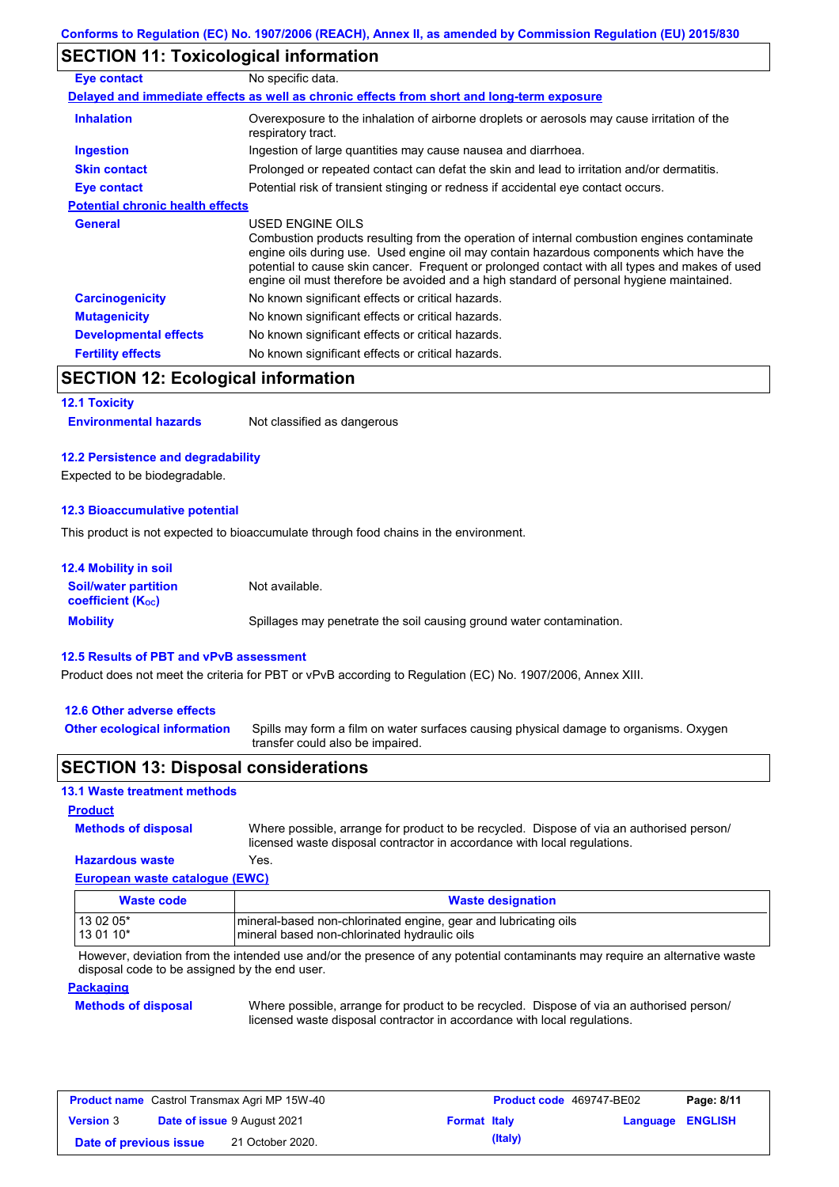## SECTION 11: Toxicological information

| | |
|---|---|
| **Eye contact** | No specific data. |

**Delayed and immediate effects as well as chronic effects from short and long-term exposure**

| | |
|---|---|
| **Inhalation** | Overexposure to the inhalation of airborne droplets or aerosols may cause irritation of the respiratory tract. |
| **Ingestion** | Ingestion of large quantities may cause nausea and diarrhoea. |
| **Skin contact** | Prolonged or repeated contact can defat the skin and lead to irritation and/or dermatitis. |
| **Eye contact** | Potential risk of transient stinging or redness if accidental eye contact occurs. |

**Potential chronic health effects**

| | |
|---|---|
| **General** | USED ENGINE OILS<br>Combustion products resulting from the operation of internal combustion engines contaminate engine oils during use. Used engine oil may contain hazardous components which have the potential to cause skin cancer. Frequent or prolonged contact with all types and makes of used engine oil must therefore be avoided and a high standard of personal hygiene maintained. |
| **Carcinogenicity** | No known significant effects or critical hazards. |
| **Mutagenicity** | No known significant effects or critical hazards. |
| **Developmental effects** | No known significant effects or critical hazards. |
| **Fertility effects** | No known significant effects or critical hazards. |

## SECTION 12: Ecological information

### 12.1 Toxicity

| | |
|---|---|
| **Environmental hazards** | Not classified as dangerous |

### 12.2 Persistence and degradability

Expected to be biodegradable.

### 12.3 Bioaccumulative potential

This product is not expected to bioaccumulate through food chains in the environment.

### 12.4 Mobility in soil

| | |
|---|---|
| **Soil/water partition coefficient ($K_{OC}$)** | Not available. |
| **Mobility** | Spillages may penetrate the soil causing ground water contamination. |

### 12.5 Results of PBT and vPvB assessment

Product does not meet the criteria for PBT or vPvB according to Regulation (EC) No. 1907/2006, Annex XIII.

### 12.6 Other adverse effects

| | |
|---|---|
| **Other ecological information** | Spills may form a film on water surfaces causing physical damage to organisms. Oxygen transfer could also be impaired. |

## SECTION 13: Disposal considerations

### 13.1 Waste treatment methods

**Product**

| | |
|---|---|
| **Methods of disposal** | Where possible, arrange for product to be recycled. Dispose of via an authorised person/ licensed waste disposal contractor in accordance with local regulations. |
| **Hazardous waste** | Yes. |

**European waste catalogue (EWC)**

| Waste code | Waste designation |
|---|---|
| 13 02 05*<br>13 01 10* | mineral-based non-chlorinated engine, gear and lubricating oils<br>mineral based non-chlorinated hydraulic oils |

However, deviation from the intended use and/or the presence of any potential contaminants may require an alternative waste disposal code to be assigned by the end user.

**Packaging**

| | |
|---|---|
| **Methods of disposal** | Where possible, arrange for product to be recycled. Dispose of via an authorised person/ licensed waste disposal contractor in accordance with local regulations. |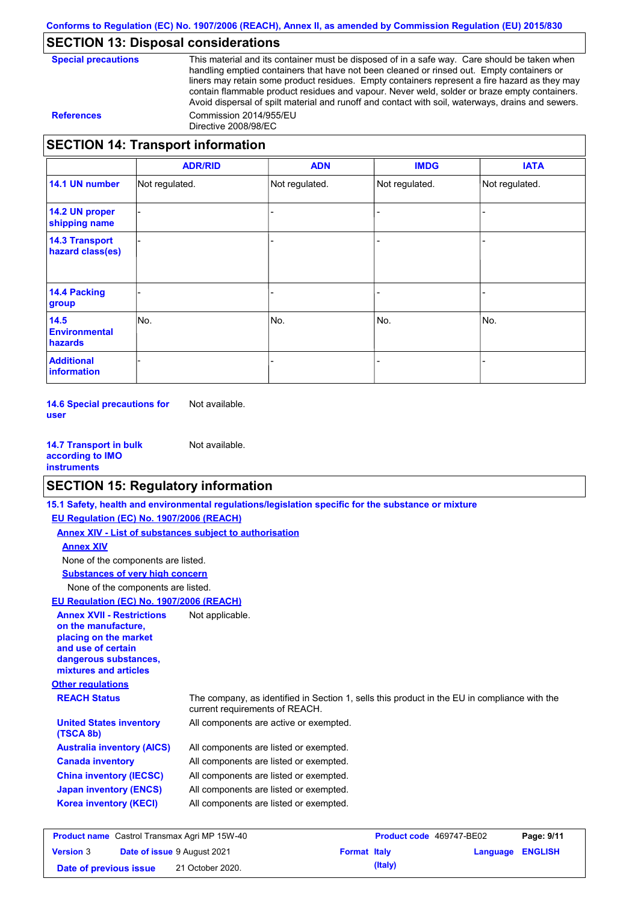## SECTION 13: Disposal considerations

**Special precautions** This material and its container must be disposed of in a safe way. Care should be taken when handling emptied containers that have not been cleaned or rinsed out. Empty containers or liners may retain some product residues. Empty containers represent a fire hazard as they may contain flammable product residues and vapour. Never weld, solder or braze empty containers. Avoid dispersal of spilt material and runoff and contact with soil, waterways, drains and sewers.

**References** Commission 2014/955/EU
Directive 2008/98/EC

## SECTION 14: Transport information

| | ADR/RID | ADN | IMDG | IATA |
|---|---|---|---|---|
| **14.1 UN number** | Not regulated. | Not regulated. | Not regulated. | Not regulated. |
| **14.2 UN proper shipping name** | - | - | - | - |
| **14.3 Transport hazard class(es)** | - | - | - | - |
| **14.4 Packing group** | - | - | - | - |
| **14.5 Environmental hazards** | No. | No. | No. | No. |
| **Additional information** | - | - | - | - |

**14.6 Special precautions for user** Not available.

**14.7 Transport in bulk according to IMO instruments** Not available.

## SECTION 15: Regulatory information

**15.1 Safety, health and environmental regulations/legislation specific for the substance or mixture**

**EU Regulation (EC) No. 1907/2006 (REACH)**

**Annex XIV - List of substances subject to authorisation**

**Annex XIV**

None of the components are listed.

**Substances of very high concern**

None of the components are listed.

**EU Regulation (EC) No. 1907/2006 (REACH)**

**Annex XVII - Restrictions on the manufacture, placing on the market and use of certain dangerous substances, mixtures and articles** Not applicable.

**Other regulations**

**REACH Status** The company, as identified in Section 1, sells this product in the EU in compliance with the current requirements of REACH.

**United States inventory (TSCA 8b)** All components are active or exempted.

**Australia inventory (AICS)** All components are listed or exempted.

**Canada inventory** All components are listed or exempted.

**China inventory (IECSC)** All components are listed or exempted.

**Japan inventory (ENCS)** All components are listed or exempted.

**Korea inventory (KECI)** All components are listed or exempted.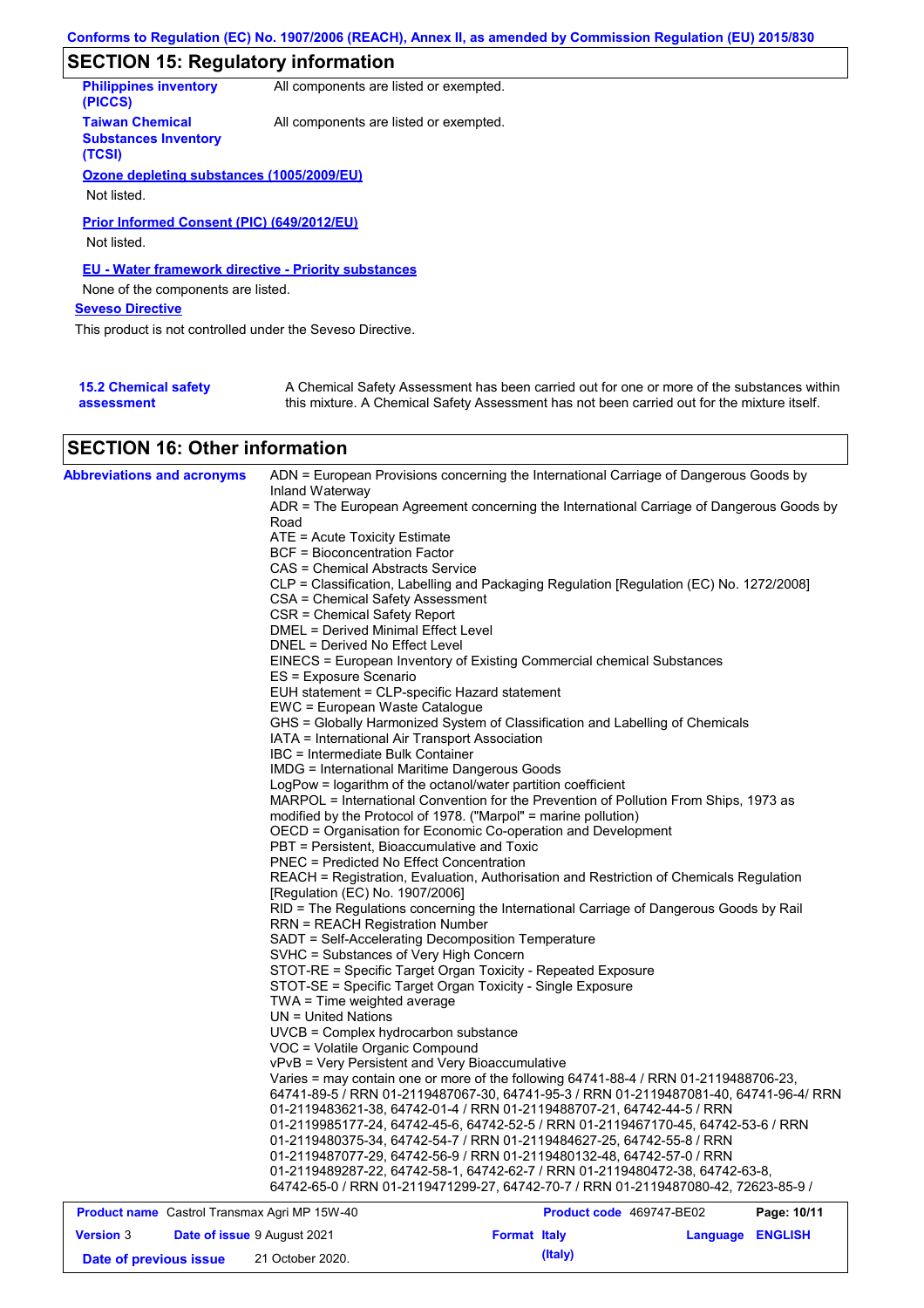## SECTION 15: Regulatory information

**Philippines inventory (PICCS)** All components are listed or exempted.

**Taiwan Chemical Substances Inventory (TCSI)** All components are listed or exempted.

**Ozone depleting substances (1005/2009/EU)**

Not listed.

**Prior Informed Consent (PIC) (649/2012/EU)**

Not listed.

**EU - Water framework directive - Priority substances**

None of the components are listed.

**Seveso Directive**

This product is not controlled under the Seveso Directive.

**15.2 Chemical safety assessment** A Chemical Safety Assessment has been carried out for one or more of the substances within this mixture. A Chemical Safety Assessment has not been carried out for the mixture itself.

## SECTION 16: Other information

**Abbreviations and acronyms**

ADN = European Provisions concerning the International Carriage of Dangerous Goods by Inland Waterway
ADR = The European Agreement concerning the International Carriage of Dangerous Goods by Road
ATE = Acute Toxicity Estimate
BCF = Bioconcentration Factor
CAS = Chemical Abstracts Service
CLP = Classification, Labelling and Packaging Regulation [Regulation (EC) No. 1272/2008]
CSA = Chemical Safety Assessment
CSR = Chemical Safety Report
DMEL = Derived Minimal Effect Level
DNEL = Derived No Effect Level
EINECS = European Inventory of Existing Commercial chemical Substances
ES = Exposure Scenario
EUH statement = CLP-specific Hazard statement
EWC = European Waste Catalogue
GHS = Globally Harmonized System of Classification and Labelling of Chemicals
IATA = International Air Transport Association
IBC = Intermediate Bulk Container
IMDG = International Maritime Dangerous Goods
LogPow = logarithm of the octanol/water partition coefficient
MARPOL = International Convention for the Prevention of Pollution From Ships, 1973 as modified by the Protocol of 1978. ("Marpol" = marine pollution)
OECD = Organisation for Economic Co-operation and Development
PBT = Persistent, Bioaccumulative and Toxic
PNEC = Predicted No Effect Concentration
REACH = Registration, Evaluation, Authorisation and Restriction of Chemicals Regulation [Regulation (EC) No. 1907/2006]
RID = The Regulations concerning the International Carriage of Dangerous Goods by Rail
RRN = REACH Registration Number
SADT = Self-Accelerating Decomposition Temperature
SVHC = Substances of Very High Concern
STOT-RE = Specific Target Organ Toxicity - Repeated Exposure
STOT-SE = Specific Target Organ Toxicity - Single Exposure
TWA = Time weighted average
UN = United Nations
UVCB = Complex hydrocarbon substance
VOC = Volatile Organic Compound
vPvB = Very Persistent and Very Bioaccumulative
Varies = may contain one or more of the following 64741-88-4 / RRN 01-2119488706-23, 64741-89-5 / RRN 01-2119487067-30, 64741-95-3 / RRN 01-2119487081-40, 64741-96-4/ RRN 01-2119483621-38, 64742-01-4 / RRN 01-2119488707-21, 64742-44-5 / RRN 01-2119985177-24, 64742-45-6, 64742-52-5 / RRN 01-2119467170-45, 64742-53-6 / RRN 01-2119480375-34, 64742-54-7 / RRN 01-2119484627-25, 64742-55-8 / RRN 01-2119487077-29, 64742-56-9 / RRN 01-2119480132-48, 64742-57-0 / RRN 01-2119489287-22, 64742-58-1, 64742-62-7 / RRN 01-2119480472-38, 64742-63-8, 64742-65-0 / RRN 01-2119471299-27, 64742-70-7 / RRN 01-2119487080-42, 72623-85-9 /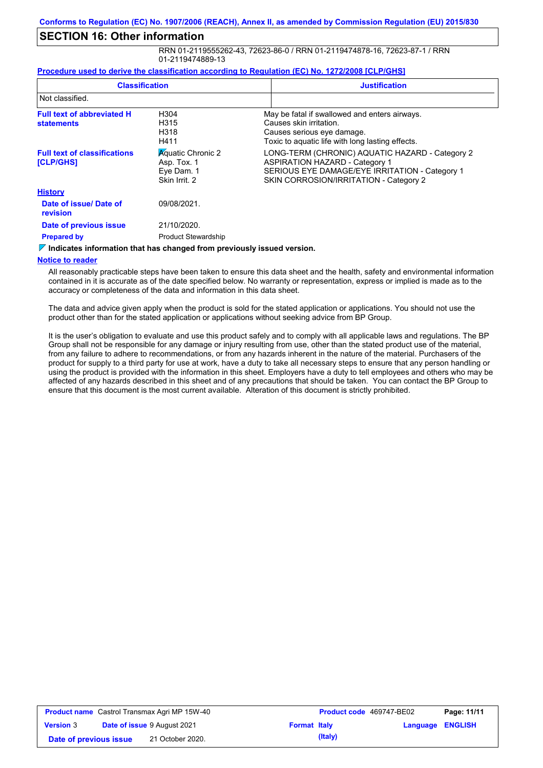## SECTION 16: Other information

RRN 01-2119555262-43, 72623-86-0 / RRN 01-2119474878-16, 72623-87-1 / RRN 01-2119474889-13

**Procedure used to derive the classification according to Regulation (EC) No. 1272/2008 [CLP/GHS]**

| Classification | Justification |
|---|---|
| Not classified. | |

| | | |
|---|---|---|
| **Full text of abbreviated H statements** | H304 | May be fatal if swallowed and enters airways. |
| | H315 | Causes skin irritation. |
| | H318 | Causes serious eye damage. |
| | H411 | Toxic to aquatic life with long lasting effects. |
| **Full text of classifications [CLP/GHS]** | Aquatic Chronic 2 | LONG-TERM (CHRONIC) AQUATIC HAZARD - Category 2 |
| | Asp. Tox. 1 | ASPIRATION HAZARD - Category 1 |
| | Eye Dam. 1 | SERIOUS EYE DAMAGE/EYE IRRITATION - Category 1 |
| | Skin Irrit. 2 | SKIN CORROSION/IRRITATION - Category 2 |

**History**

| | |
|---|---|
| **Date of issue/ Date of revision** | 09/08/2021. |
| **Date of previous issue** | 21/10/2020. |
| **Prepared by** | Product Stewardship |

**Indicates information that has changed from previously issued version.**

**Notice to reader**

All reasonably practicable steps have been taken to ensure this data sheet and the health, safety and environmental information contained in it is accurate as of the date specified below. No warranty or representation, express or implied is made as to the accuracy or completeness of the data and information in this data sheet.

The data and advice given apply when the product is sold for the stated application or applications. You should not use the product other than for the stated application or applications without seeking advice from BP Group.

It is the user's obligation to evaluate and use this product safely and to comply with all applicable laws and regulations. The BP Group shall not be responsible for any damage or injury resulting from use, other than the stated product use of the material, from any failure to adhere to recommendations, or from any hazards inherent in the nature of the material. Purchasers of the product for supply to a third party for use at work, have a duty to take all necessary steps to ensure that any person handling or using the product is provided with the information in this sheet. Employers have a duty to tell employees and others who may be affected of any hazards described in this sheet and of any precautions that should be taken. You can contact the BP Group to ensure that this document is the most current available. Alteration of this document is strictly prohibited.